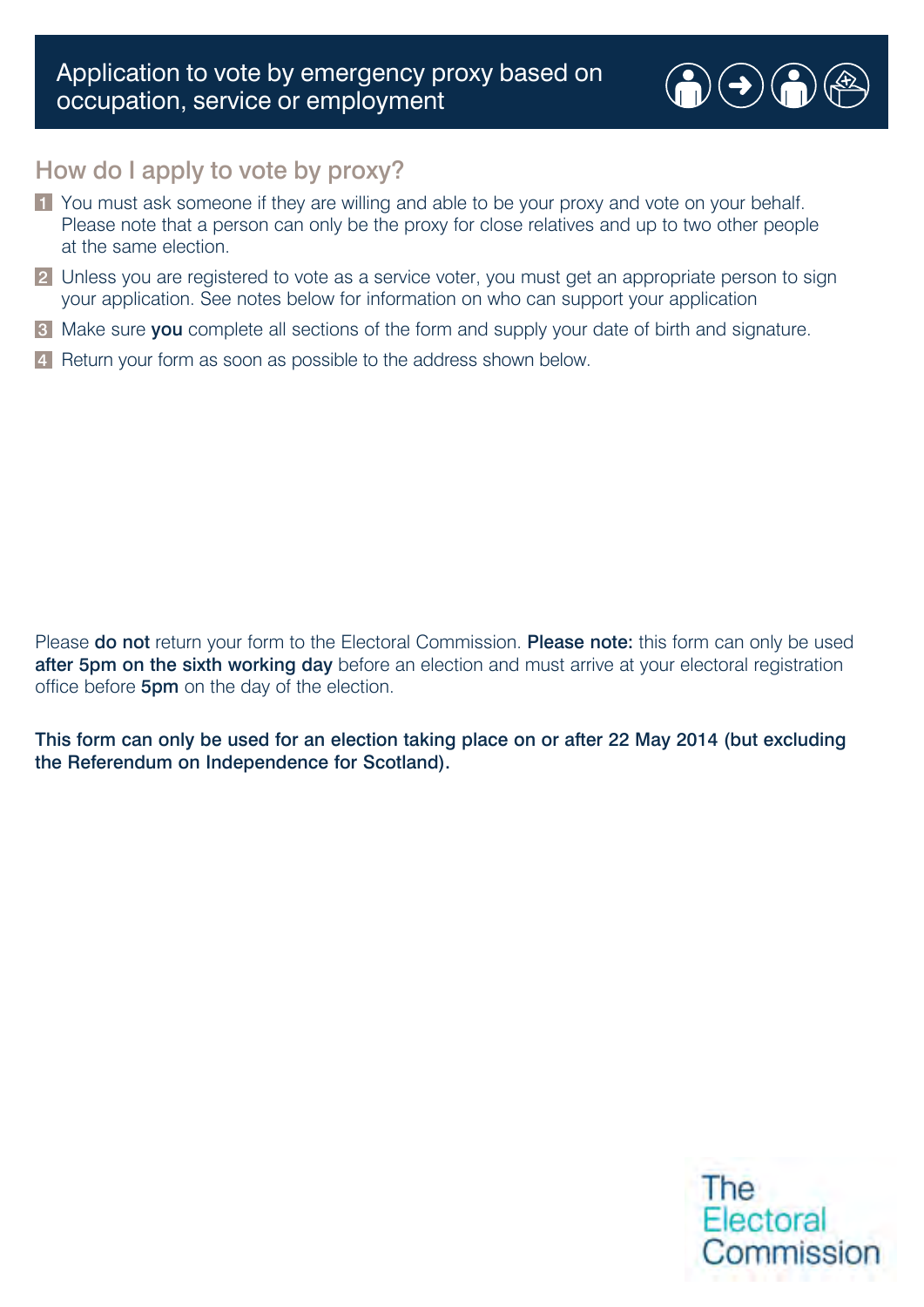# Application to vote by emergency proxy based on occupation, service or employment

## How do I apply to vote by proxy?

1. You must ask someone if they are willing and able to be your proxy and vote on your behalf. Please note that a person can only be the proxy for close relatives and up to two other people at the same election.
2. Unless you are registered to vote as a service voter, you must get an appropriate person to sign your application. See notes below for information on who can support your application
3. Make sure **you** complete all sections of the form and supply your date of birth and signature.
4. Return your form as soon as possible to the address shown below.

Please **do not** return your form to the Electoral Commission. **Please note:** this form can only be used **after 5pm on the sixth working day** before an election and must arrive at your electoral registration office before **5pm** on the day of the election.

**This form can only be used for an election taking place on or after 22 May 2014 (but excluding the Referendum on Independence for Scotland).**

The Electoral Commission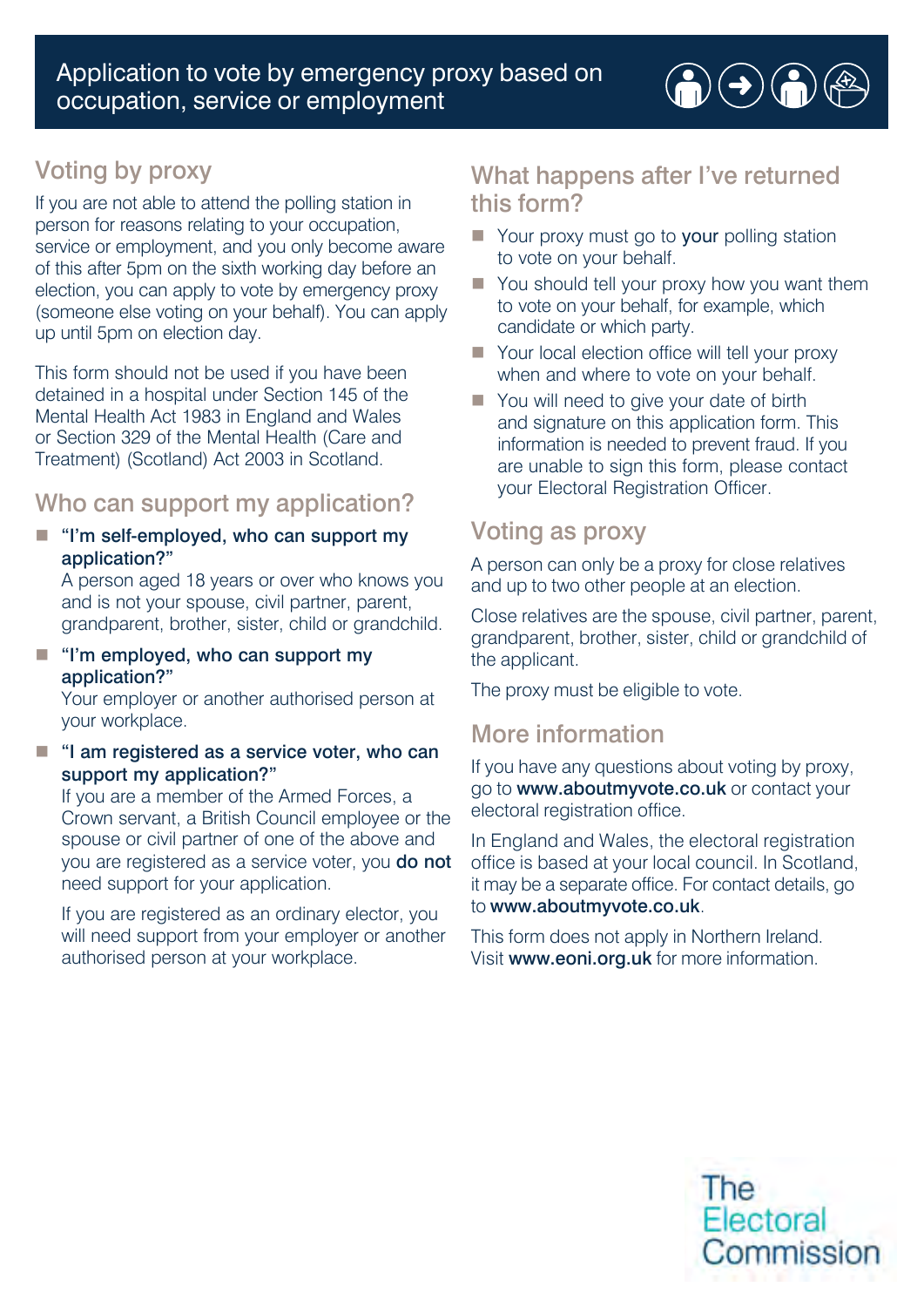# Application to vote by emergency proxy based on occupation, service or employment

## Voting by proxy

If you are not able to attend the polling station in person for reasons relating to your occupation, service or employment, and you only become aware of this after 5pm on the sixth working day before an election, you can apply to vote by emergency proxy (someone else voting on your behalf). You can apply up until 5pm on election day.

This form should not be used if you have been detained in a hospital under Section 145 of the Mental Health Act 1983 in England and Wales or Section 329 of the Mental Health (Care and Treatment) (Scotland) Act 2003 in Scotland.

## Who can support my application?

- **"I'm self-employed, who can support my application?"**
  A person aged 18 years or over who knows you and is not your spouse, civil partner, parent, grandparent, brother, sister, child or grandchild.
- **"I'm employed, who can support my application?"**
  Your employer or another authorised person at your workplace.
- **"I am registered as a service voter, who can support my application?"**
  If you are a member of the Armed Forces, a Crown servant, a British Council employee or the spouse or civil partner of one of the above and you are registered as a service voter, you **do not** need support for your application.

  If you are registered as an ordinary elector, you will need support from your employer or another authorised person at your workplace.

## What happens after I've returned this form?

- Your proxy must go to **your** polling station to vote on your behalf.
- You should tell your proxy how you want them to vote on your behalf, for example, which candidate or which party.
- Your local election office will tell your proxy when and where to vote on your behalf.
- You will need to give your date of birth and signature on this application form. This information is needed to prevent fraud. If you are unable to sign this form, please contact your Electoral Registration Officer.

## Voting as proxy

A person can only be a proxy for close relatives and up to two other people at an election.

Close relatives are the spouse, civil partner, parent, grandparent, brother, sister, child or grandchild of the applicant.

The proxy must be eligible to vote.

## More information

If you have any questions about voting by proxy, go to **www.aboutmyvote.co.uk** or contact your electoral registration office.

In England and Wales, the electoral registration office is based at your local council. In Scotland, it may be a separate office. For contact details, go to **www.aboutmyvote.co.uk**.

This form does not apply in Northern Ireland. Visit **www.eoni.org.uk** for more information.

The Electoral Commission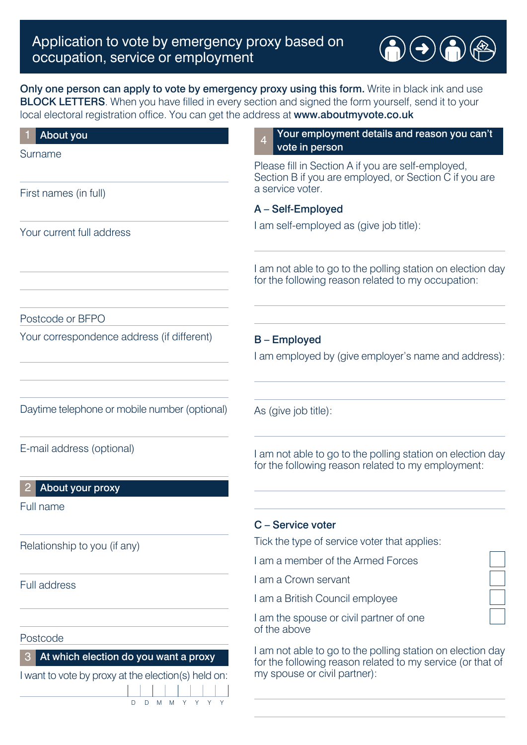# Application to vote by emergency proxy based on occupation, service or employment

**Only one person can apply to vote by emergency proxy using this form.** Write in black ink and use **BLOCK LETTERS**. When you have filled in every section and signed the form yourself, send it to your local electoral registration office. You can get the address at **www.aboutmyvote.co.uk**

## 1 About you

Surname

First names (in full)

Your current full address

Postcode or BFPO

Your correspondence address (if different)

Daytime telephone or mobile number (optional)

E-mail address (optional)

## 2 About your proxy

Full name

Relationship to you (if any)

Full address

Postcode

## 3 At which election do you want a proxy

I want to vote by proxy at the election(s) held on:

D D M M Y Y Y Y

## 4 Your employment details and reason you can't vote in person

Please fill in Section A if you are self-employed, Section B if you are employed, or Section C if you are a service voter.

### A – Self-Employed

I am self-employed as (give job title):

I am not able to go to the polling station on election day for the following reason related to my occupation:

### B – Employed

I am employed by (give employer's name and address):

As (give job title):

I am not able to go to the polling station on election day for the following reason related to my employment:

### C – Service voter

Tick the type of service voter that applies:

- ☐ I am a member of the Armed Forces
- ☐ I am a Crown servant
- ☐ I am a British Council employee
- ☐ I am the spouse or civil partner of one of the above

I am not able to go to the polling station on election day for the following reason related to my service (or that of my spouse or civil partner):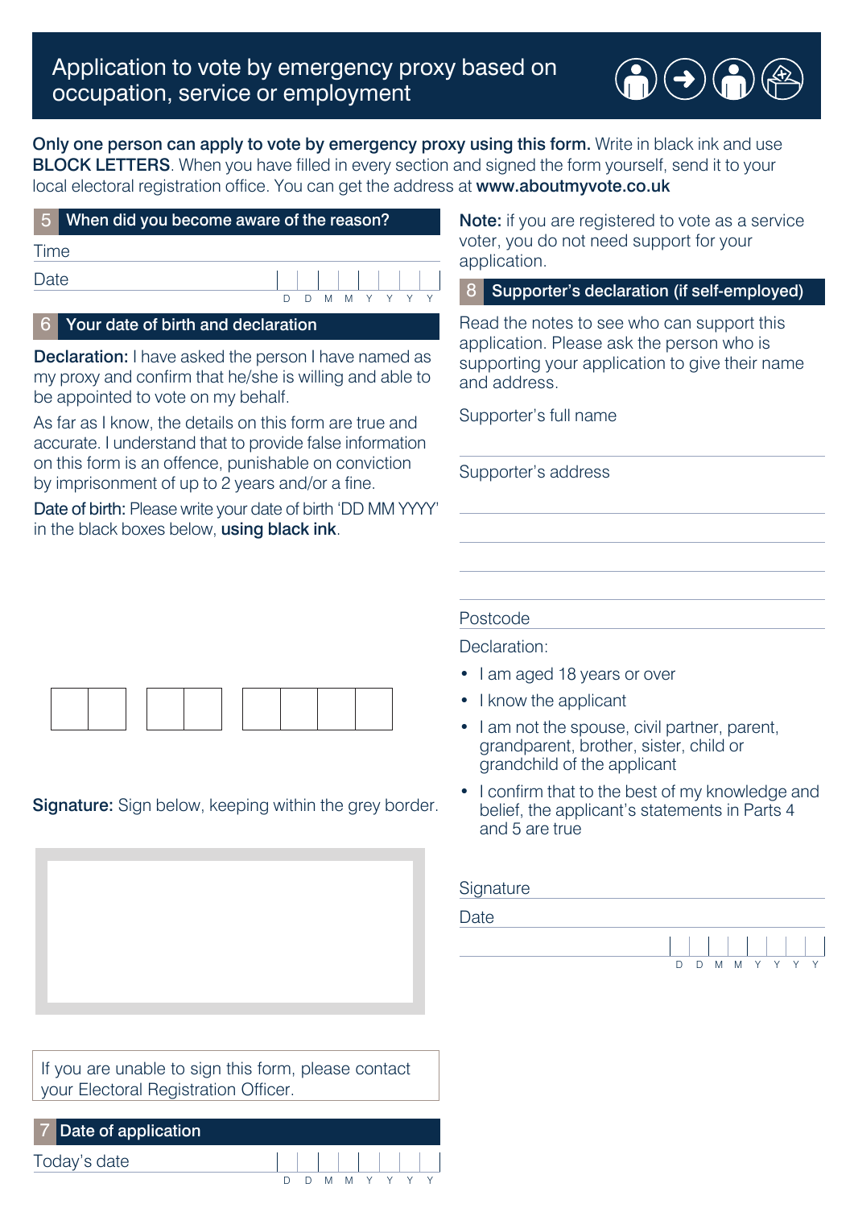# Application to vote by emergency proxy based on occupation, service or employment

**Only one person can apply to vote by emergency proxy using this form.** Write in black ink and use **BLOCK LETTERS**. When you have filled in every section and signed the form yourself, send it to your local electoral registration office. You can get the address at **www.aboutmyvote.co.uk**

## 5 When did you become aware of the reason?

Time

Date D D M M Y Y Y Y

## 6 Your date of birth and declaration

**Declaration:** I have asked the person I have named as my proxy and confirm that he/she is willing and able to be appointed to vote on my behalf.

As far as I know, the details on this form are true and accurate. I understand that to provide false information on this form is an offence, punishable on conviction by imprisonment of up to 2 years and/or a fine.

**Date of birth:** Please write your date of birth 'DD MM YYYY' in the black boxes below, **using black ink**.

| | | | | | | | |
|---|---|---|---|---|---|---|---|

**Signature:** Sign below, keeping within the grey border.

If you are unable to sign this form, please contact your Electoral Registration Officer.

## 7 Date of application

Today's date D D M M Y Y Y Y

**Note:** if you are registered to vote as a service voter, you do not need support for your application.

## 8 Supporter's declaration (if self-employed)

Read the notes to see who can support this application. Please ask the person who is supporting your application to give their name and address.

Supporter's full name

Supporter's address

Postcode

Declaration:

- I am aged 18 years or over
- I know the applicant
- I am not the spouse, civil partner, parent, grandparent, brother, sister, child or grandchild of the applicant
- I confirm that to the best of my knowledge and belief, the applicant's statements in Parts 4 and 5 are true

Signature

Date D D M M Y Y Y Y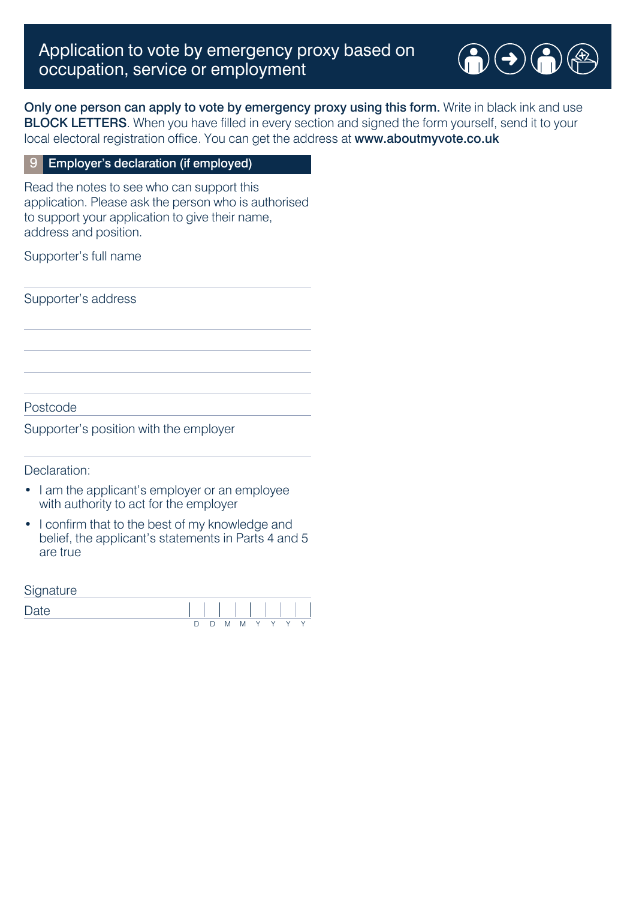# Application to vote by emergency proxy based on occupation, service or employment

**Only one person can apply to vote by emergency proxy using this form.** Write in black ink and use **BLOCK LETTERS**. When you have filled in every section and signed the form yourself, send it to your local electoral registration office. You can get the address at **www.aboutmyvote.co.uk**

## 9 Employer's declaration (if employed)

Read the notes to see who can support this application. Please ask the person who is authorised to support your application to give their name, address and position.

Supporter's full name

Supporter's address

Postcode

Supporter's position with the employer

Declaration:

- I am the applicant's employer or an employee with authority to act for the employer
- I confirm that to the best of my knowledge and belief, the applicant's statements in Parts 4 and 5 are true

Signature

Date D D M M Y Y Y Y